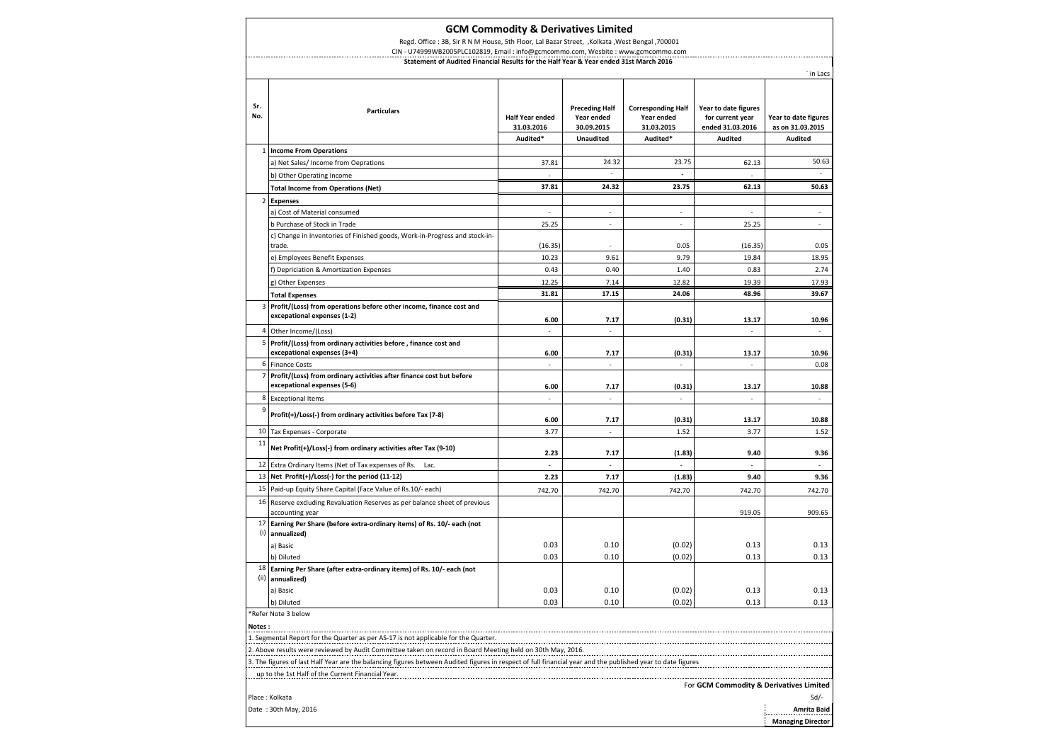# GCM Commodity & Derivatives Limited

Regd. Office : 3B, Sir R N M House, 5th Floor, Lal Bazar Street, ,Kolkata ,West Bengal ,700001

CIN - U74999WB2005PLC102819, Email : info@gcmcommo.com, Wesbite : www.gcmcommo.com

**Statement of Audited Financial Results for the Half Year & Year ended 31st March 2016**

` in Lacs

| Sr. No. | Particulars | Half Year ended 31.03.2016 | Preceding Half Year ended 30.09.2015 | Corresponding Half Year ended 31.03.2015 | Year to date figures for current year ended 31.03.2016 | Year to date figures as on 31.03.2015 |
|---|---|---|---|---|---|---|
| | | Audited* | Unaudited | Audited* | Audited | Audited |
| 1 | **Income From Operations** | | | | | |
| | a) Net Sales/ Income from Oeprations | 37.81 | 24.32 | 23.75 | 62.13 | 50.63 |
| | b) Other Operating Income | - | - | - | - | - |
| | **Total Income from Operations (Net)** | **37.81** | **24.32** | **23.75** | **62.13** | **50.63** |
| 2 | **Expenses** | | | | | |
| | a) Cost of Material consumed | - | - | - | - | - |
| | b Purchase of Stock in Trade | 25.25 | - | - | 25.25 | - |
| | c) Change in Inventories of Finished goods, Work-in-Progress and stock-in-trade. | (16.35) | - | 0.05 | (16.35) | 0.05 |
| | e) Employees Benefit Expenses | 10.23 | 9.61 | 9.79 | 19.84 | 18.95 |
| | f) Depriciation & Amortization Expenses | 0.43 | 0.40 | 1.40 | 0.83 | 2.74 |
| | g) Other Expenses | 12.25 | 7.14 | 12.82 | 19.39 | 17.93 |
| | **Total Expenses** | **31.81** | **17.15** | **24.06** | **48.96** | **39.67** |
| 3 | **Profit/(Loss) from operations before other income, finance cost and excepational expenses (1-2)** | **6.00** | **7.17** | **(0.31)** | **13.17** | **10.96** |
| 4 | Other Income/(Loss) | - | - | | - | - |
| 5 | **Profit/(Loss) from ordinary activities before , finance cost and excepational expenses (3+4)** | **6.00** | **7.17** | **(0.31)** | **13.17** | **10.96** |
| 6 | Finance Costs | - | - | - | - | 0.08 |
| 7 | **Profit/(Loss) from ordinary activities after finance cost but before excepational expenses (5-6)** | **6.00** | **7.17** | **(0.31)** | **13.17** | **10.88** |
| 8 | Exceptional Items | - | - | - | - | - |
| 9 | **Profit(+)/Loss(-) from ordinary activities before Tax (7-8)** | **6.00** | **7.17** | **(0.31)** | **13.17** | **10.88** |
| 10 | Tax Expenses - Corporate | 3.77 | - | 1.52 | 3.77 | 1.52 |
| 11 | **Net Profit(+)/Loss(-) from ordinary activities after Tax (9-10)** | **2.23** | **7.17** | **(1.83)** | **9.40** | **9.36** |
| 12 | Extra Ordinary Items (Net of Tax expenses of Rs. Lac. | - | - | - | - | - |
| 13 | **Net Profit(+)/Loss(-) for the period (11-12)** | **2.23** | **7.17** | **(1.83)** | **9.40** | **9.36** |
| 15 | Paid-up Equity Share Capital (Face Value of Rs.10/- each) | 742.70 | 742.70 | 742.70 | 742.70 | 742.70 |
| 16 | Reserve excluding Revaluation Reserves as per balance sheet of previous accounting year | | | | 919.05 | 909.65 |
| 17 (i) | **Earning Per Share (before extra-ordinary items) of Rs. 10/- each (not annualized)** | | | | | |
| | a) Basic | 0.03 | 0.10 | (0.02) | 0.13 | 0.13 |
| | b) Diluted | 0.03 | 0.10 | (0.02) | 0.13 | 0.13 |
| 18 (ii) | **Earning Per Share (after extra-ordinary items) of Rs. 10/- each (not annualized)** | | | | | |
| | a) Basic | 0.03 | 0.10 | (0.02) | 0.13 | 0.13 |
| | b) Diluted | 0.03 | 0.10 | (0.02) | 0.13 | 0.13 |

*Refer Note 3 below

**Notes :**

1. Segmental Report for the Quarter as per AS-17 is not applicable for the Quarter.
2. Above results were reviewed by Audit Committee taken on record in Board Meeting held on 30th May, 2016.
3. The figures of last Half Year are the balancing figures between Audited figures in respect of full financial year and the published year to date figures up to the 1st Half of the Current Financial Year.

For **GCM Commodity & Derivatives Limited**

Sd/-

**Amrita Baid**

**Managing Director**

Place : Kolkata

Date : 30th May, 2016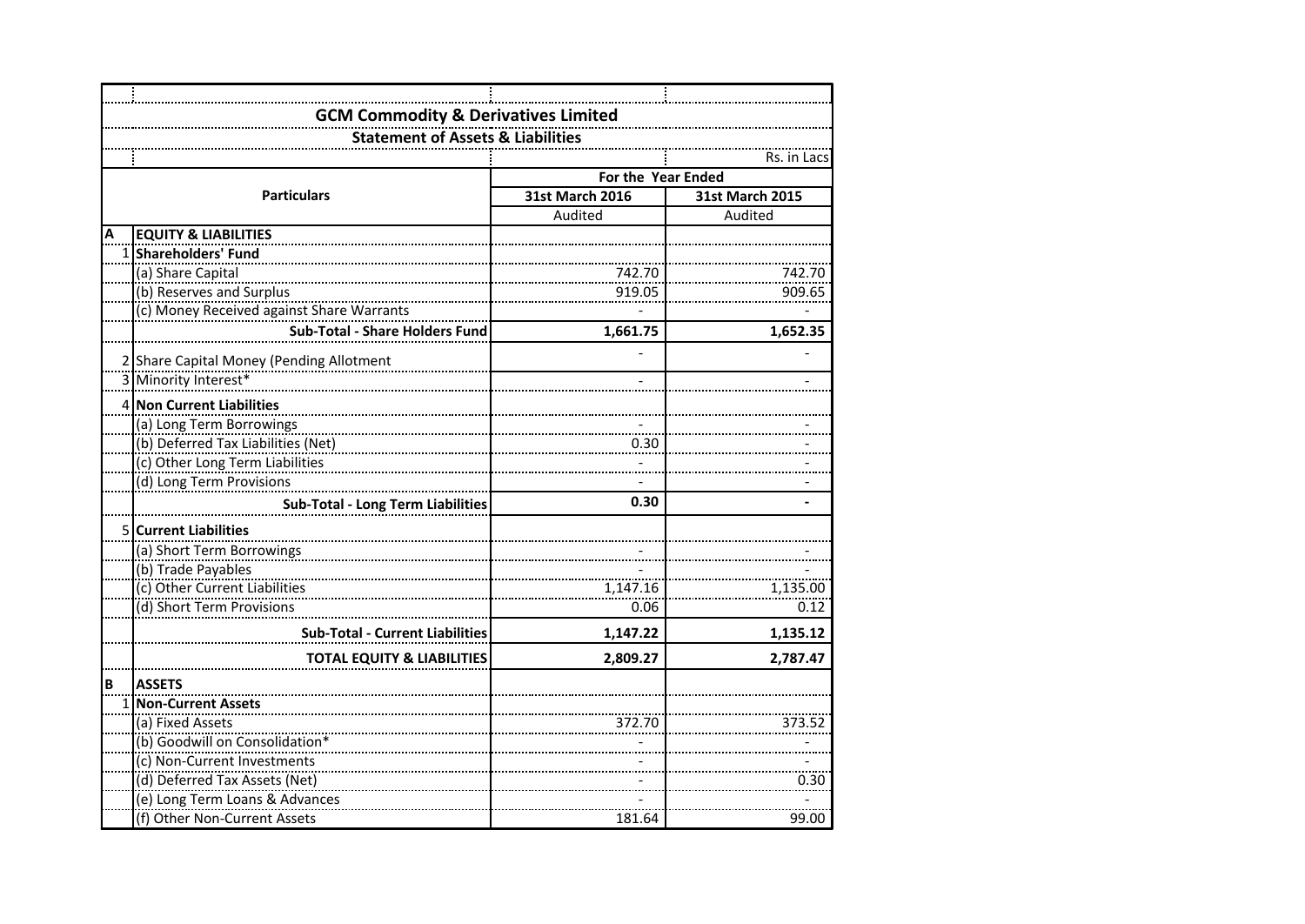| | | | |
|---|---|---|---|
| **GCM Commodity & Derivatives Limited** | | | |
| **Statement of Assets & Liabilities** | | | |
| | | | Rs. in Lacs |
| **Particulars** | | **For the Year Ended** | |
| | | **31st March 2016** | **31st March 2015** |
| | | Audited | Audited |
| **A** | **EQUITY & LIABILITIES** | | |
| 1 | **Shareholders' Fund** | | |
| | (a) Share Capital | 742.70 | 742.70 |
| | (b) Reserves and Surplus | 919.05 | 909.65 |
| | (c) Money Received against Share Warrants | - | - |
| | **Sub-Total - Share Holders Fund** | **1,661.75** | **1,652.35** |
| 2 | Share Capital Money (Pending Allotment | - | - |
| 3 | Minority Interest* | - | - |
| 4 | **Non Current Liabilities** | | |
| | (a) Long Term Borrowings | - | - |
| | (b) Deferred Tax Liabilities (Net) | 0.30 | - |
| | (c) Other Long Term Liabilities | - | - |
| | (d) Long Term Provisions | - | - |
| | **Sub-Total - Long Term Liabilities** | **0.30** | **-** |
| 5 | **Current Liabilities** | | |
| | (a) Short Term Borrowings | - | - |
| | (b) Trade Payables | - | - |
| | (c) Other Current Liabilities | 1,147.16 | 1,135.00 |
| | (d) Short Term Provisions | 0.06 | 0.12 |
| | **Sub-Total - Current Liabilities** | **1,147.22** | **1,135.12** |
| | **TOTAL EQUITY & LIABILITIES** | **2,809.27** | **2,787.47** |
| **B** | **ASSETS** | | |
| 1 | **Non-Current Assets** | | |
| | (a) Fixed Assets | 372.70 | 373.52 |
| | (b) Goodwill on Consolidation* | - | - |
| | (c) Non-Current Investments | - | - |
| | (d) Deferred Tax Assets (Net) | - | 0.30 |
| | (e) Long Term Loans & Advances | - | - |
| | (f) Other Non-Current Assets | 181.64 | 99.00 |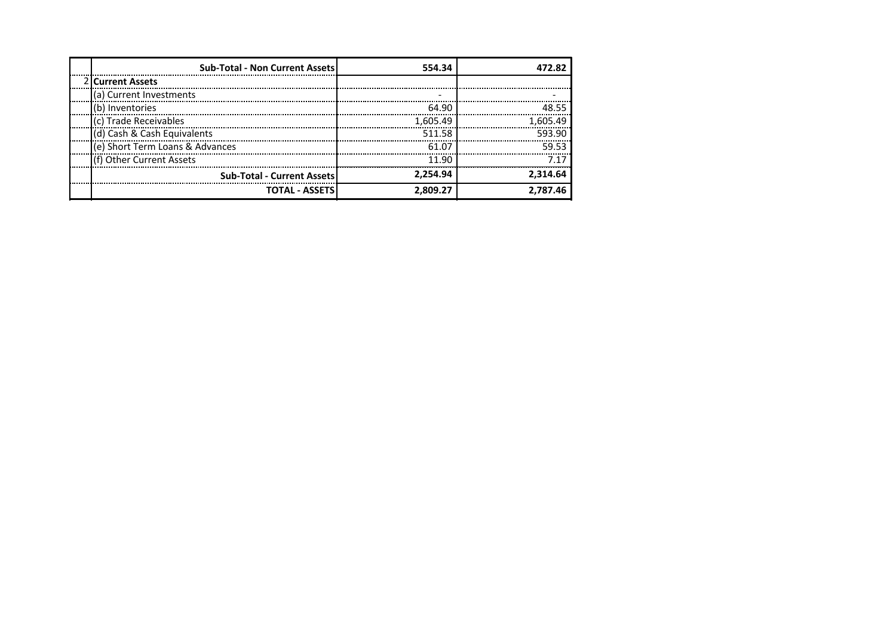| | | | |
|---|---|---|---|
| | **Sub-Total - Non Current Assets** | **554.34** | **472.82** |
| 2 | **Current Assets** | | |
| | (a) Current Investments | - | - |
| | (b) Inventories | 64.90 | 48.55 |
| | (c) Trade Receivables | 1,605.49 | 1,605.49 |
| | (d) Cash & Cash Equivalents | 511.58 | 593.90 |
| | (e) Short Term Loans & Advances | 61.07 | 59.53 |
| | (f) Other Current Assets | 11.90 | 7.17 |
| | **Sub-Total - Current Assets** | **2,254.94** | **2,314.64** |
| | **TOTAL - ASSETS** | **2,809.27** | **2,787.46** |